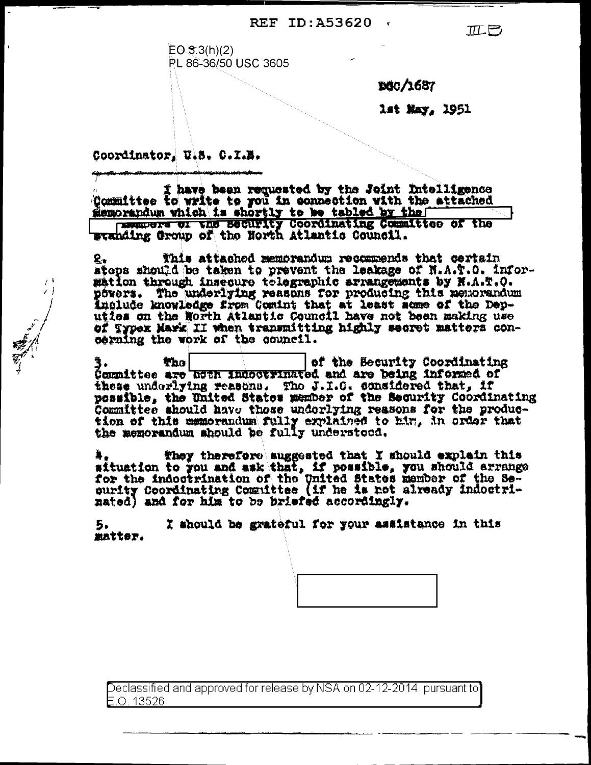REF ID:A53620

EO 3.3(h)(2)
PL 86-36/50 USC 3605

DGC/1687

1st May, 1951

Coordinator, U.S. C.I.B.

I have been requested by the Joint Intelligence Committee to write to you in connection with the attached memorandum which is shortly to be tabled by the [ ] members of the Security Coordinating Committee of the Standing Group of the North Atlantic Council.

2. This attached memorandum recommends that certain steps should be taken to prevent the leakage of N.A.T.O. information through insecure telegraphic arrangements by N.A.T.O. powers. The underlying reasons for producing this memorandum include knowledge from Comint that at least some of the Deputies on the North Atlantic Council have not been making use of Typex Mark II when transmitting highly secret matters concerning the work of the council.

3. The [ ] of the Security Coordinating Committee are both indoctrinated and are being informed of these underlying reasons. The J.I.C. considered that, if possible, the United States member of the Security Coordinating Committee should have those underlying reasons for the production of this memorandum fully explained to him, in order that the memorandum should be fully understood.

4. They therefore suggested that I should explain this situation to you and ask that, if possible, you should arrange for the indoctrination of the United States member of the Security Coordinating Committee (if he is not already indoctrinated) and for him to be briefed accordingly.

5. I should be grateful for your assistance in this matter.

[ ]

Declassified and approved for release by NSA on 02-12-2014 pursuant to E.O. 13526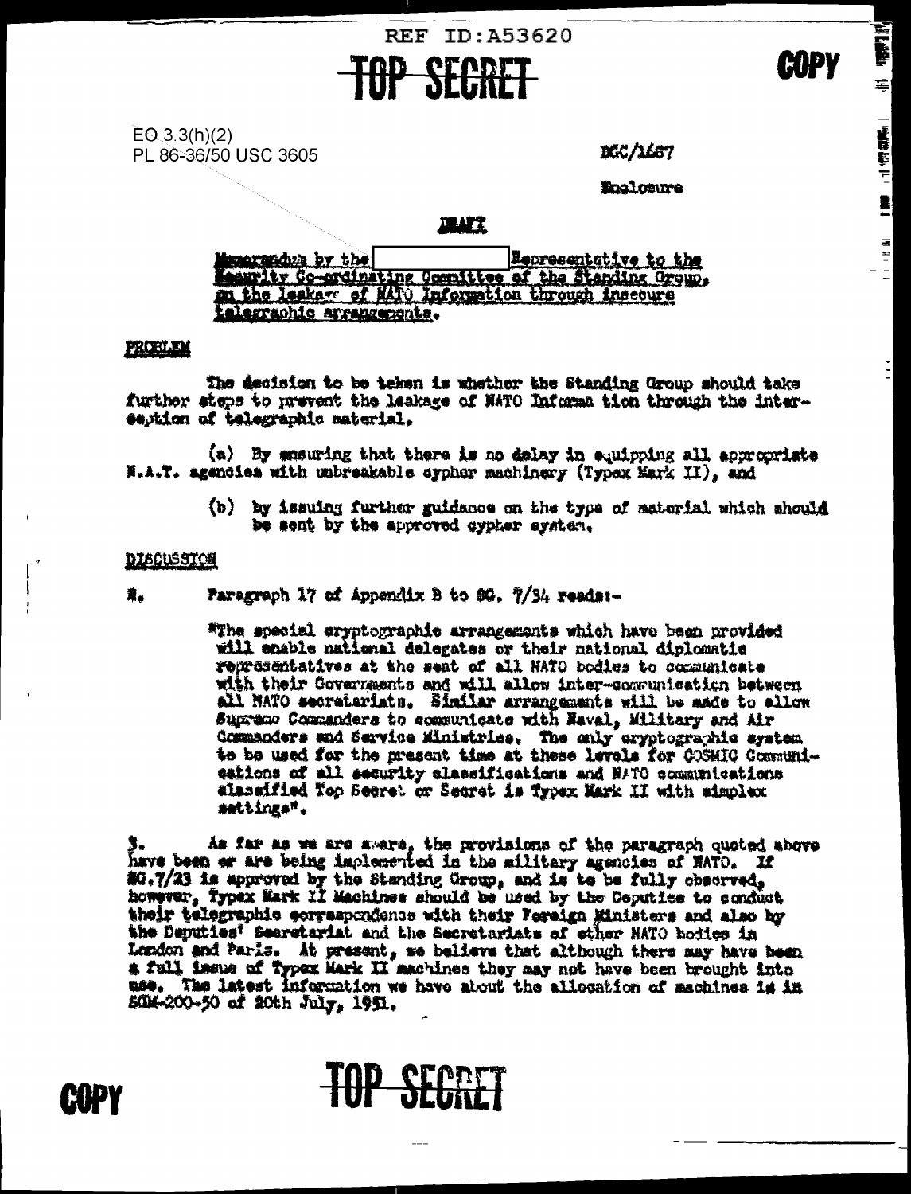REF ID:A53620

TOP SECRET

COPY

EO 3.3(h)(2)
PL 86-36/50 USC 3605

DCC/1687

Enclosure

DRAFT

Memorandum by the [          ] Representative to the Security Co-ordinating Committee of the Standing Group, on the leakage of NATO Information through insecure telegraphic arrangements.

PROBLEM

The decision to be taken is whether the Standing Group should take further steps to prevent the leakage of NATO Information through the interception of telegraphic material.

(a) By ensuring that there is no delay in equipping all appropriate N.A.T. agencies with unbreakable cypher machinery (Typex Mark II), and

(b) by issuing further guidance on the type of material which should be sent by the approved cypher system.

DISCUSSION

2. Paragraph 17 of Appendix B to SG. 7/34 reads:-

"The special cryptographic arrangements which have been provided will enable national delegates or their national diplomatic representatives at the seat of all NATO bodies to communicate with their Governments and will allow inter-communication between all NATO secretariats. Similar arrangements will be made to allow Supreme Commanders to communicate with Naval, Military and Air Commanders and Service Ministries. The only cryptographic system to be used for the present time at these levels for COSMIC Communications of all security classifications and NATO communications classified Top Secret or Secret is Typex Mark II with simplex settings".

3. As far as we are aware, the provisions of the paragraph quoted above have been or are being implemented in the military agencies of NATO. If SG.7/23 is approved by the Standing Group, and is to be fully observed, however, Typex Mark II Machines should be used by the Deputies to conduct their telegraphic correspondence with their Foreign Ministers and also by the Deputies' Secretariat and the Secretariats of other NATO bodies in London and Paris. At present, we believe that although there may have been a full issue of Typex Mark II machines they may not have been brought into use. The latest information we have about the allocation of machines is in SGM-200-50 of 20th July, 1951.

COPY

TOP SECRET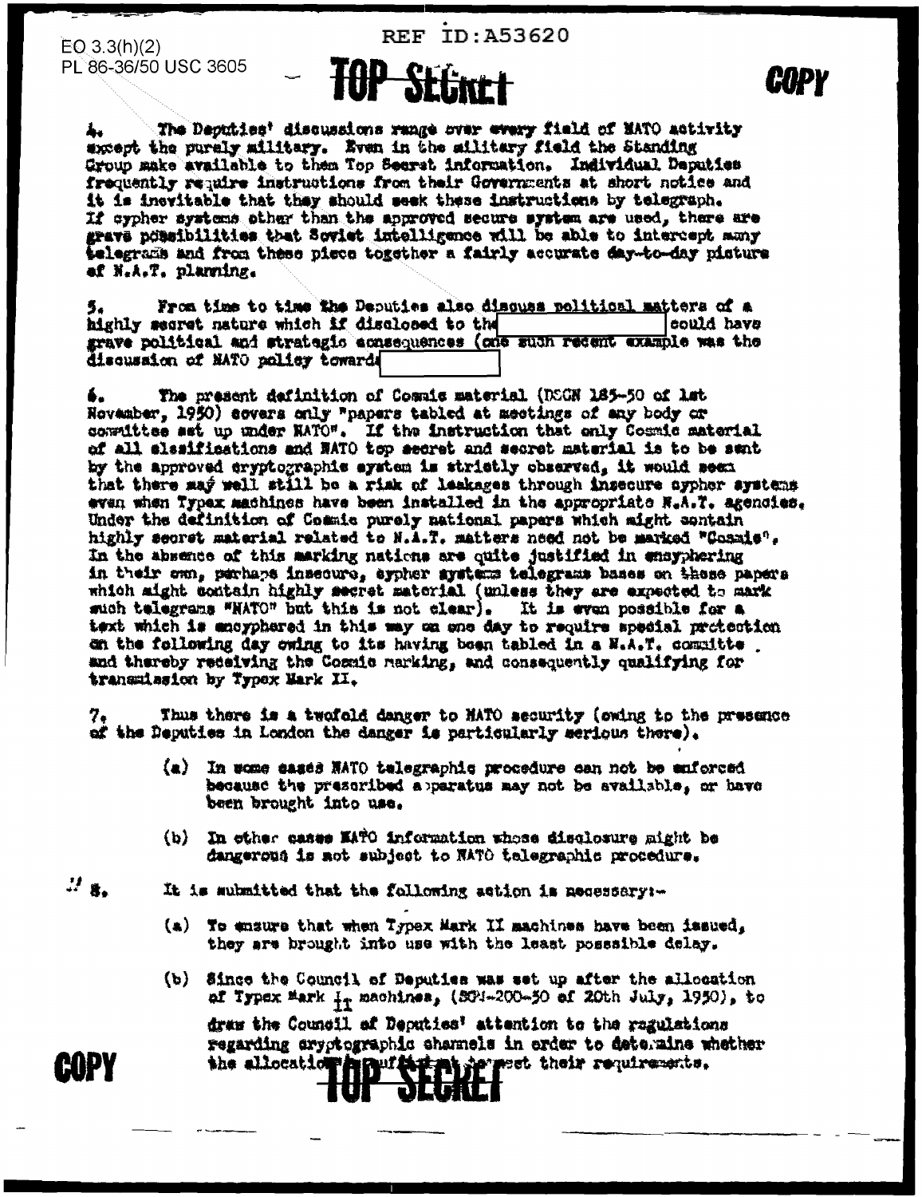EO 3.3(h)(2)
PL 86-36/50 USC 3605

REF ID:A53620

TOP SECRET

COPY

4. The Deputies' discussions range over every field of NATO activity except the purely military. Even in the military field the Standing Group make available to them Top Secret information. Individual Deputies frequently require instructions from their Governments at short notice and it is inevitable that they should seek these instructions by telegraph. If cypher systems other than the approved secure system are used, there are grave possibilities that Soviet intelligence will be able to intercept many telegrams and from these piece together a fairly accurate day-to-day picture of N.A.T. planning.

5. From time to time the Deputies also discuss political matters of a highly secret nature which if disclosed to the [ ] could have grave political and strategic consequences (one such recent example was the discussion of NATO policy towards [ ]

6. The present definition of Cosmic material (DSGN 185-50 of 1st November, 1950) covers only "papers tabled at meetings of any body or committee set up under NATO". If the instruction that only Cosmic material of all classifications and NATO top secret and secret material is to be sent by the approved cryptographic system is strictly observed, it would seem that there may well still be a risk of leakages through insecure cypher systems even when Typex machines have been installed in the appropriate N.A.T. agencies. Under the definition of Cosmic purely national papers which might contain highly secret material related to N.A.T. matters need not be marked "Cosmic". In the absence of this marking nations are quite justified in encyphering in their own, perhaps insecure, cypher systems telegrams bases on these papers which might contain highly secret material (unless they are expected to mark such telegrams "NATO" but this is not clear). It is even possible for a text which is encyphered in this way on one day to require special protection on the following day owing to its having been tabled in a N.A.T. committe . and thereby receiving the Cosmic marking, and consequently qualifying for transmission by Typex Mark II.

7. Thus there is a twofold danger to NATO security (owing to the presence of the Deputies in London the danger is particularly serious there).

(a) In some cases NATO telegraphic procedure can not be enforced because the prescribed apparatus may not be available, or have been brought into use.

(b) In other cases NATO information whose disclosure might be dangerous is not subject to NATO telegraphic procedure.

8. It is submitted that the following action is necessary:-

(a) To ensure that when Typex Mark II machines have been issued, they are brought into use with the least possible delay.

(b) Since the Council of Deputies was set up after the allocation of Typex Mark II machines, (SGM-200-50 of 20th July, 1950), to draw the Council of Deputies' attention to the regulations regarding cryptographic channels in order to determine whether the allocation is sufficient to meet their requirements.

COPY

TOP SECRET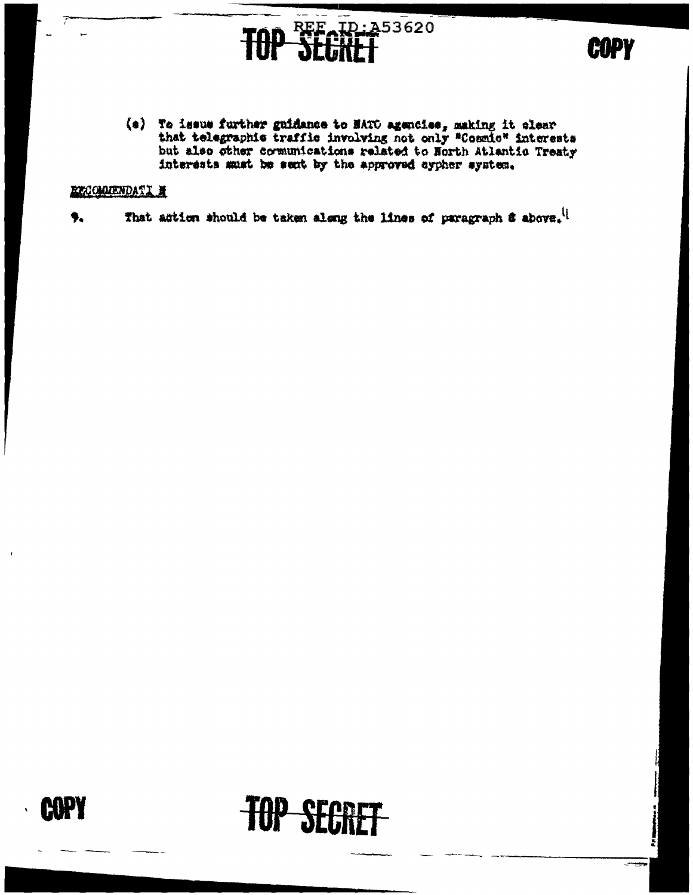(e) To issue further guidance to NATO agencies, making it clear that telegraphic traffic involving not only "Cosmic" interests but also other communications related to North Atlantic Treaty interests must be sent by the approved cypher system.

RECOMMENDATION

9. That action should be taken along the lines of paragraph 8 above.